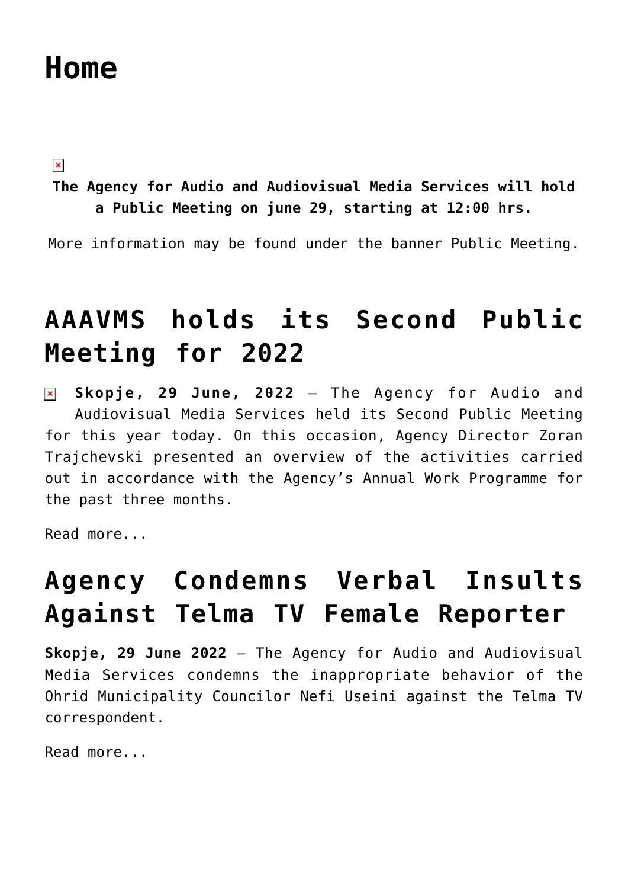# Home

**The Agency for Audio and Audiovisual Media Services will hold a Public Meeting on june 29, starting at 12:00 hrs.**

More information may be found under the banner Public Meeting.

## AAAVMS holds its Second Public Meeting for 2022

**Skopje, 29 June, 2022** – The Agency for Audio and Audiovisual Media Services held its Second Public Meeting for this year today. On this occasion, Agency Director Zoran Trajchevski presented an overview of the activities carried out in accordance with the Agency's Annual Work Programme for the past three months.

Read more...

## Agency Condemns Verbal Insults Against Telma TV Female Reporter

**Skopje, 29 June 2022** – The Agency for Audio and Audiovisual Media Services condemns the inappropriate behavior of the Ohrid Municipality Councilor Nefi Useini against the Telma TV correspondent.

Read more...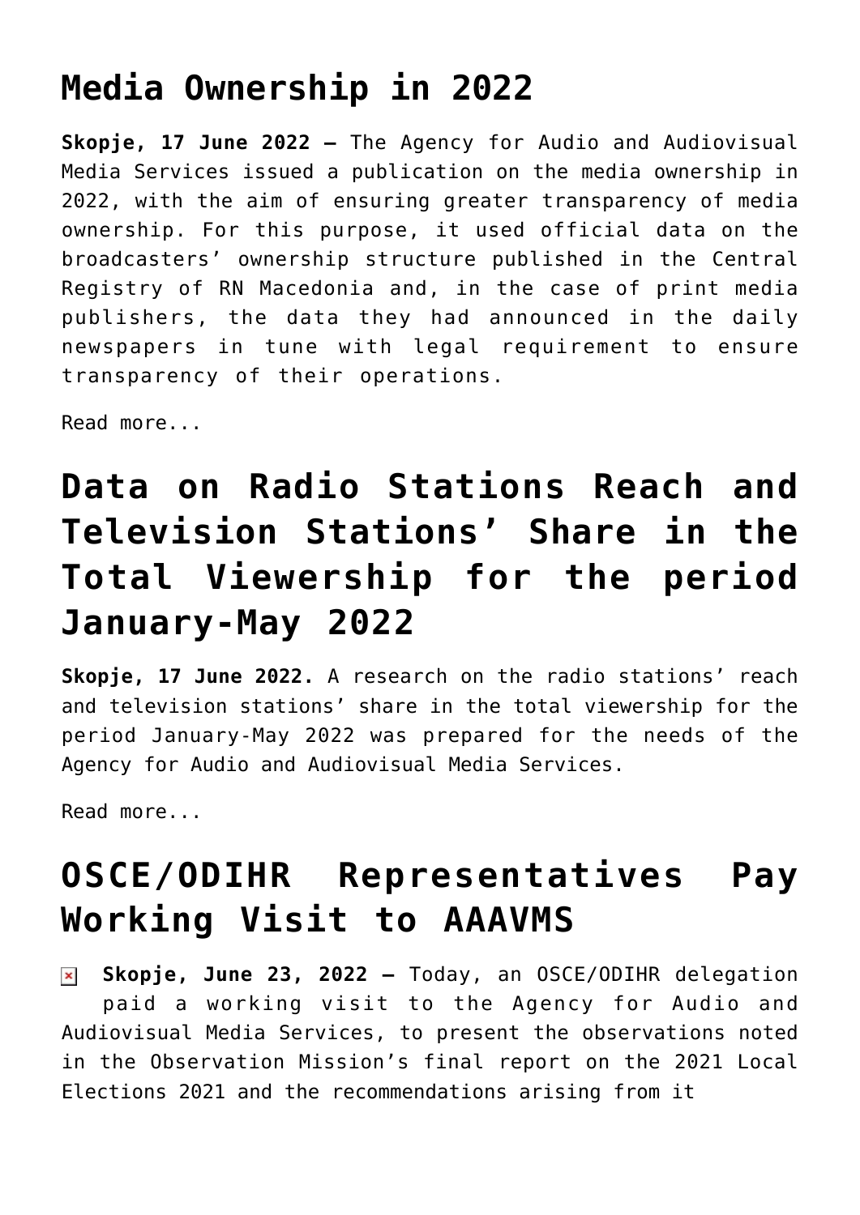# Media Ownership in 2022

**Skopje, 17 June 2022 –** The Agency for Audio and Audiovisual Media Services issued a publication on the media ownership in 2022, with the aim of ensuring greater transparency of media ownership. For this purpose, it used official data on the broadcasters' ownership structure published in the Central Registry of RN Macedonia and, in the case of print media publishers, the data they had announced in the daily newspapers in tune with legal requirement to ensure transparency of their operations.

Read more...

# Data on Radio Stations Reach and Television Stations' Share in the Total Viewership for the period January-May 2022

**Skopje, 17 June 2022.** A research on the radio stations' reach and television stations' share in the total viewership for the period January-May 2022 was prepared for the needs of the Agency for Audio and Audiovisual Media Services.

Read more...

# OSCE/ODIHR Representatives Pay Working Visit to AAAVMS

**Skopje, June 23, 2022 –** Today, an OSCE/ODIHR delegation paid a working visit to the Agency for Audio and Audiovisual Media Services, to present the observations noted in the Observation Mission's final report on the 2021 Local Elections 2021 and the recommendations arising from it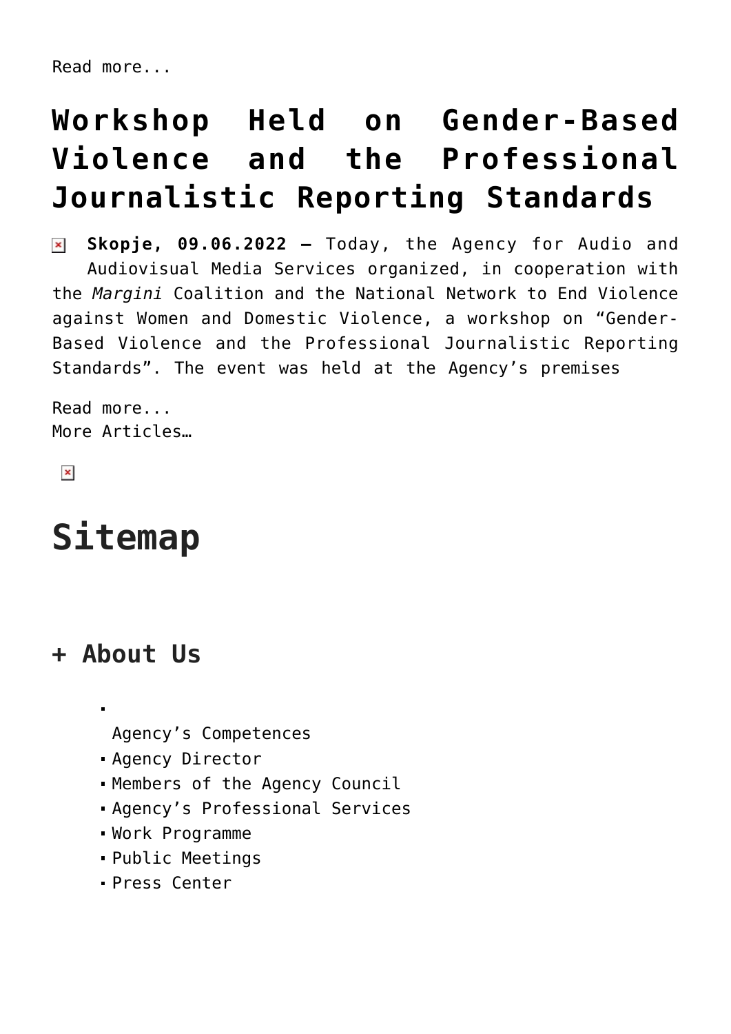Read more...

# Workshop Held on Gender-Based Violence and the Professional Journalistic Reporting Standards

**Skopje, 09.06.2022 –** Today, the Agency for Audio and Audiovisual Media Services organized, in cooperation with the *Margini* Coalition and the National Network to End Violence against Women and Domestic Violence, a workshop on "Gender-Based Violence and the Professional Journalistic Reporting Standards". The event was held at the Agency's premises

Read more...
More Articles…

# Sitemap

## + About Us

- Agency's Competences
- Agency Director
- Members of the Agency Council
- Agency's Professional Services
- Work Programme
- Public Meetings
- Press Center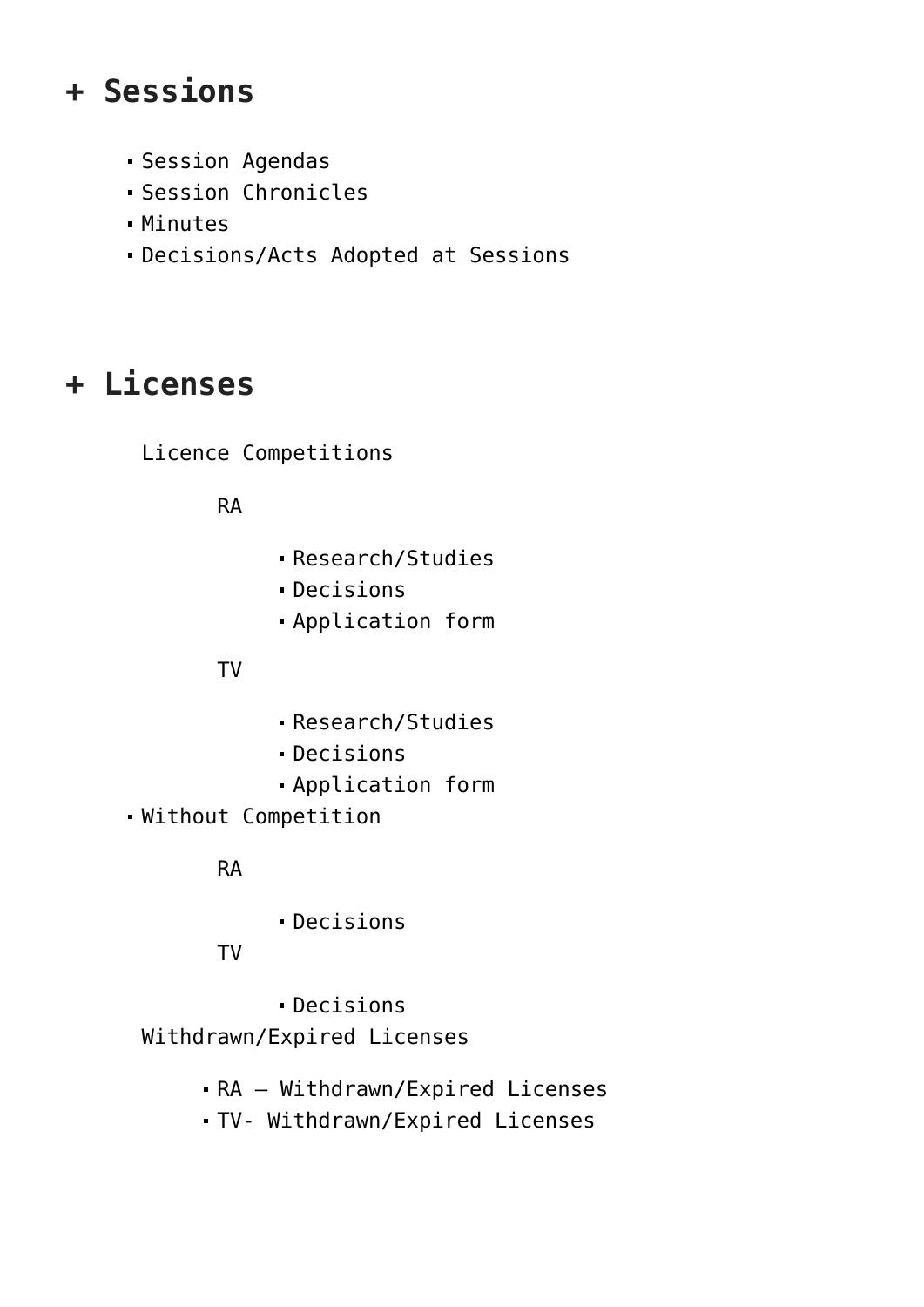# + Sessions

- Session Agendas
- Session Chronicles
- Minutes
- Decisions/Acts Adopted at Sessions

# + Licenses

Licence Competitions

RA

- Research/Studies
- Decisions
- Application form

TV

- Research/Studies
- Decisions
- Application form

- Without Competition

RA

- Decisions

TV

- Decisions

Withdrawn/Expired Licenses

- RA – Withdrawn/Expired Licenses
- TV- Withdrawn/Expired Licenses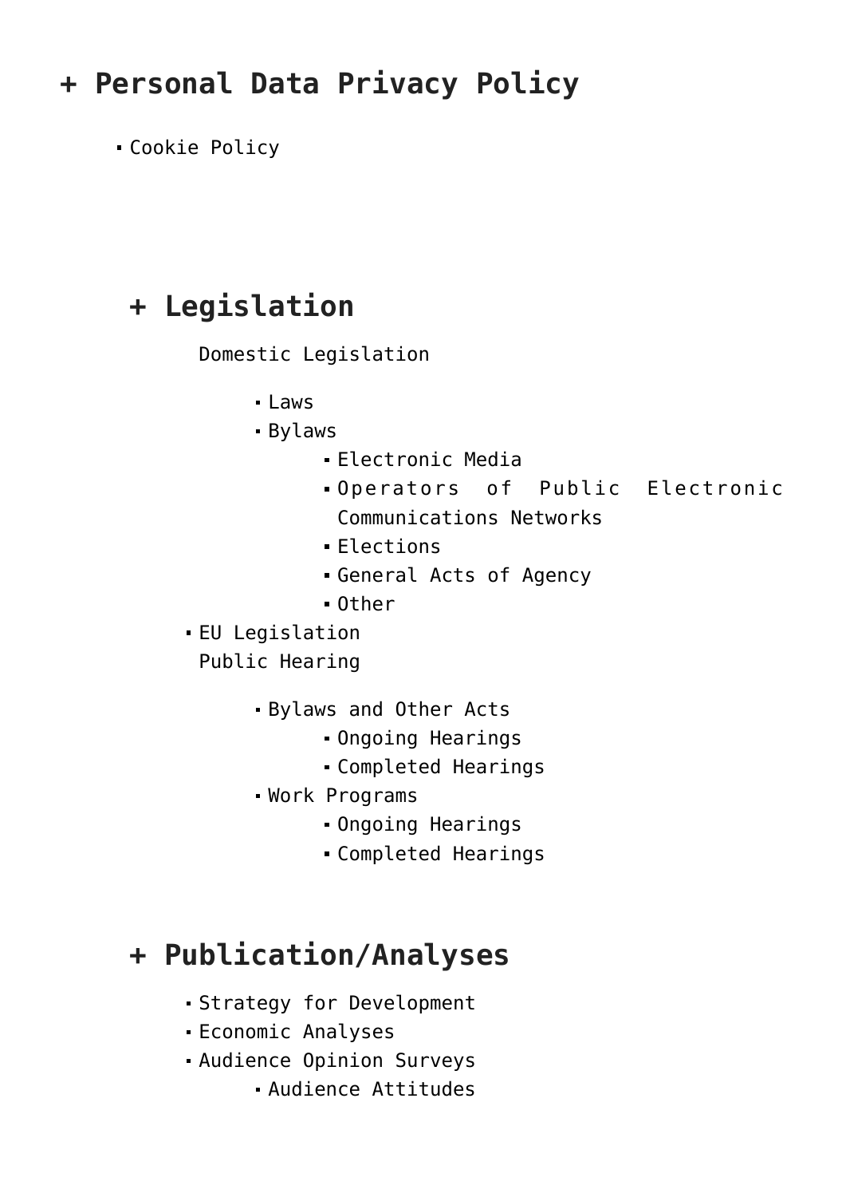# + Personal Data Privacy Policy

- Cookie Policy

## + Legislation

Domestic Legislation

- Laws
- Bylaws
  - Electronic Media
  - Operators of Public Electronic Communications Networks
  - Elections
  - General Acts of Agency
  - Other
- EU Legislation

Public Hearing

- Bylaws and Other Acts
  - Ongoing Hearings
  - Completed Hearings
- Work Programs
  - Ongoing Hearings
  - Completed Hearings

## + Publication/Analyses

- Strategy for Development
- Economic Analyses
- Audience Opinion Surveys
  - Audience Attitudes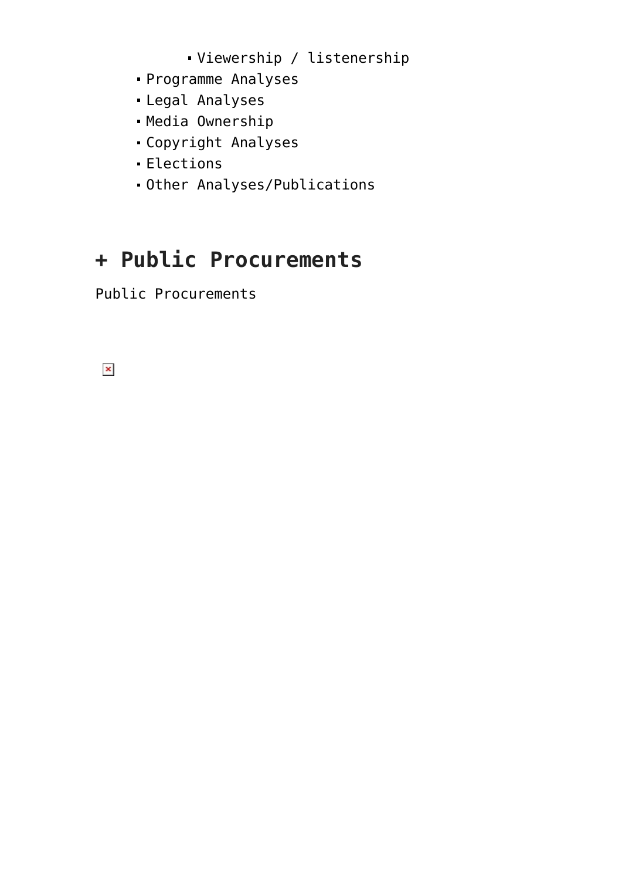- Viewership / listenership
  - Programme Analyses
  - Legal Analyses
  - Media Ownership
  - Copyright Analyses
  - Elections
  - Other Analyses/Publications

## + Public Procurements

Public Procurements